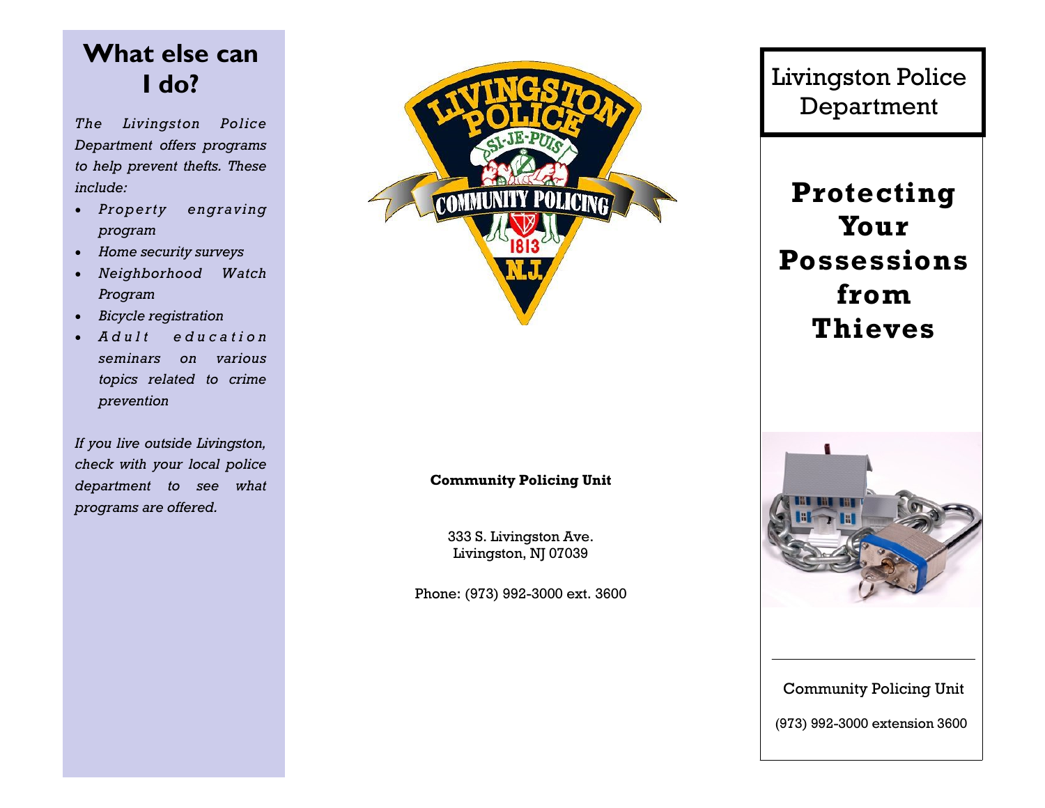# What else can I do?

*The Livingston Police Department offers programs to help prevent thefts. These include:*

- *Property engraving program*
- *Home security surveys*
- *Neighborhood Watch Program*
- *Bicycle registration*
- *Adult education seminars on various topics related to crime prevention*

*If you live outside Livingston, check with your local police department to see what programs are offered.*

**Community Policing Unit**

333 S. Livingston Ave.
Livingston, NJ 07039

Phone: (973) 992-3000 ext. 3600

Livingston Police Department

# Protecting Your Possessions from Thieves

Community Policing Unit

(973) 992-3000 extension 3600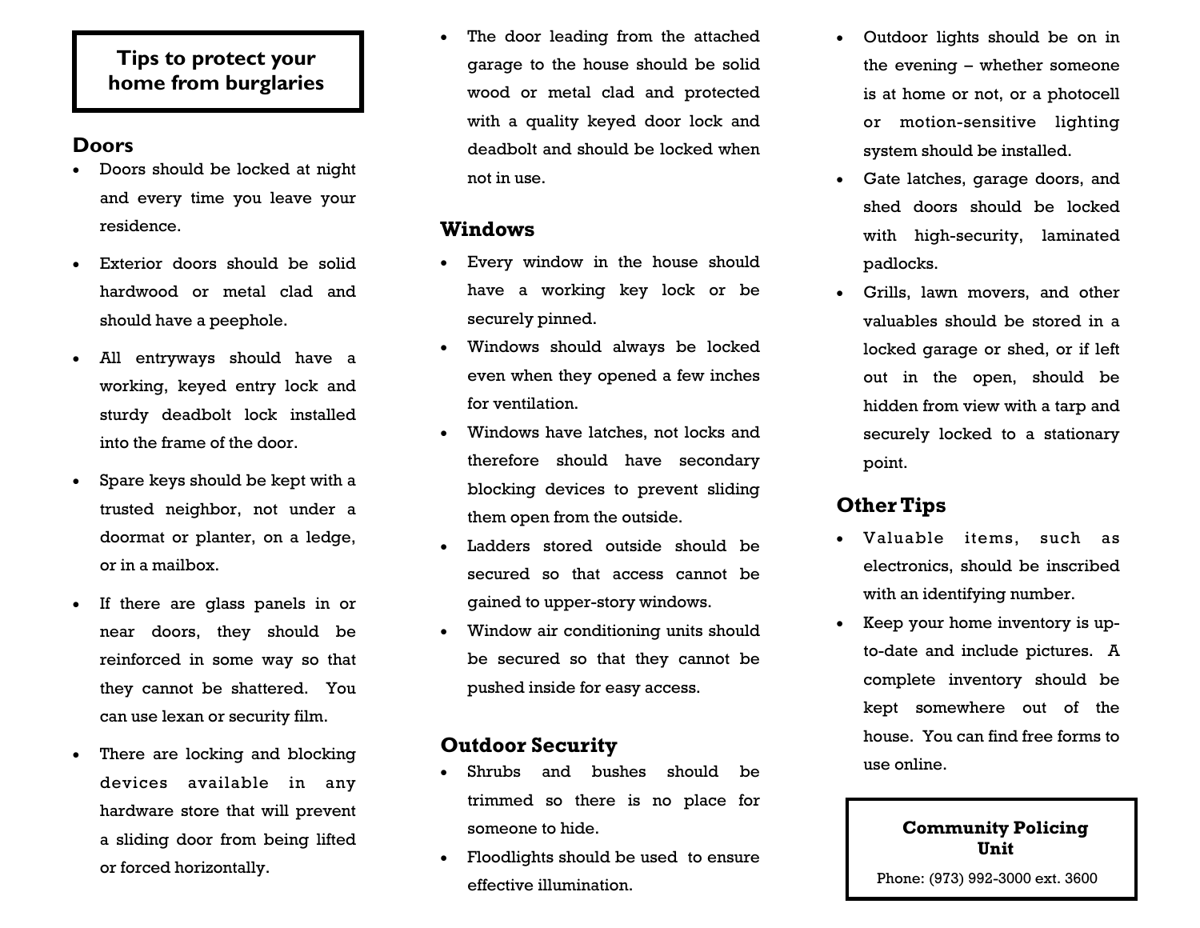## Tips to protect your home from burglaries

### Doors

- Doors should be locked at night and every time you leave your residence.
- Exterior doors should be solid hardwood or metal clad and should have a peephole.
- All entryways should have a working, keyed entry lock and sturdy deadbolt lock installed into the frame of the door.
- Spare keys should be kept with a trusted neighbor, not under a doormat or planter, on a ledge, or in a mailbox.
- If there are glass panels in or near doors, they should be reinforced in some way so that they cannot be shattered. You can use lexan or security film.
- There are locking and blocking devices available in any hardware store that will prevent a sliding door from being lifted or forced horizontally.
- The door leading from the attached garage to the house should be solid wood or metal clad and protected with a quality keyed door lock and deadbolt and should be locked when not in use.

### Windows

- Every window in the house should have a working key lock or be securely pinned.
- Windows should always be locked even when they opened a few inches for ventilation.
- Windows have latches, not locks and therefore should have secondary blocking devices to prevent sliding them open from the outside.
- Ladders stored outside should be secured so that access cannot be gained to upper-story windows.
- Window air conditioning units should be secured so that they cannot be pushed inside for easy access.

### Outdoor Security

- Shrubs and bushes should be trimmed so there is no place for someone to hide.
- Floodlights should be used to ensure effective illumination.
- Outdoor lights should be on in the evening – whether someone is at home or not, or a photocell or motion-sensitive lighting system should be installed.
- Gate latches, garage doors, and shed doors should be locked with high-security, laminated padlocks.
- Grills, lawn movers, and other valuables should be stored in a locked garage or shed, or if left out in the open, should be hidden from view with a tarp and securely locked to a stationary point.

### Other Tips

- Valuable items, such as electronics, should be inscribed with an identifying number.
- Keep your home inventory is up-to-date and include pictures. A complete inventory should be kept somewhere out of the house. You can find free forms to use online.

**Community Policing Unit**

Phone: (973) 992-3000 ext. 3600